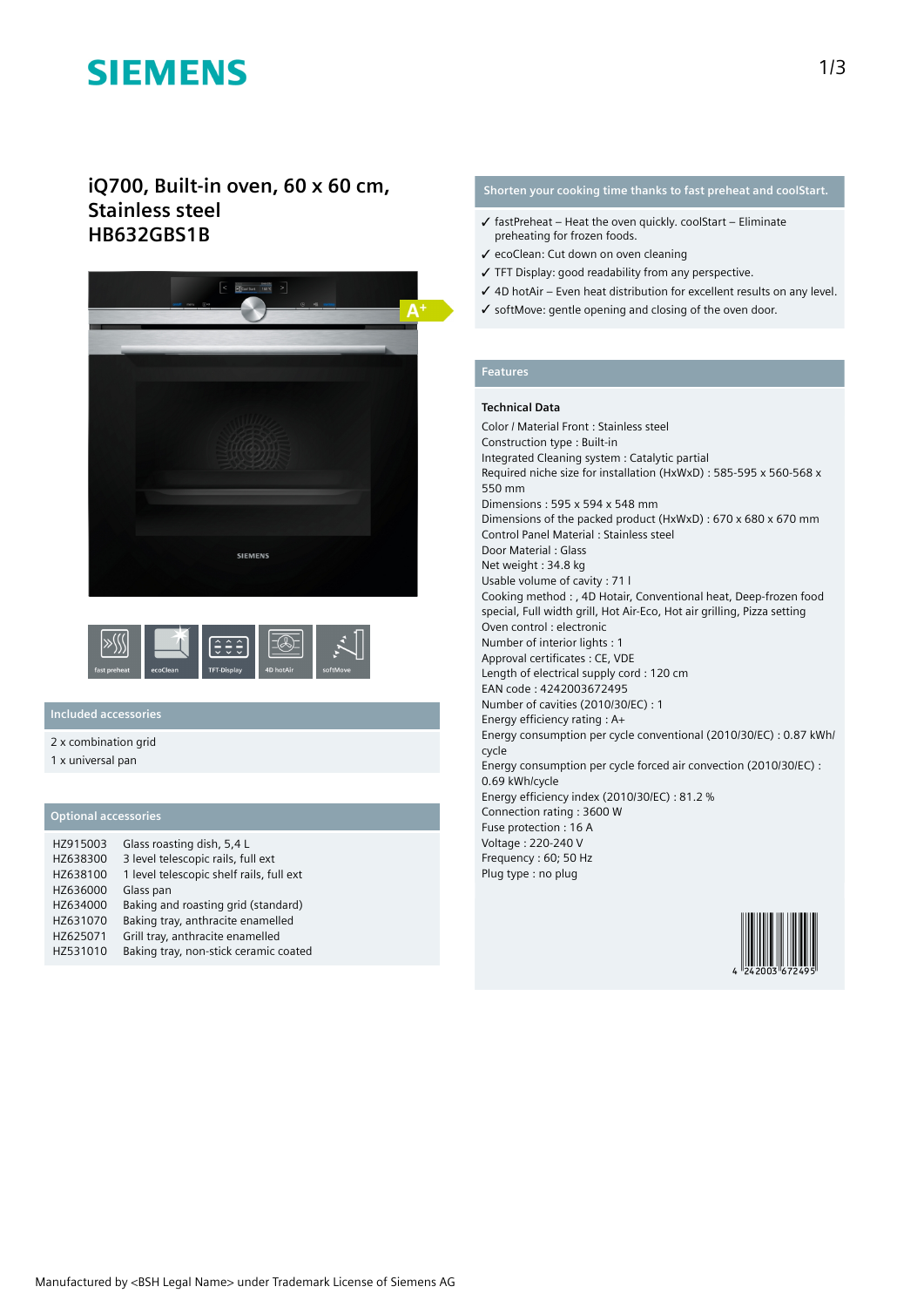# iQ700, Built-in oven, 60 x 60 cm, Stainless steel HB632GBS1B

fast preheat | ecoClean | TFT-Display | 4D hotAir | softMove

## Included accessories

2 x combination grid
1 x universal pan

## Optional accessories

| | |
|---|---|
| HZ915003 | Glass roasting dish, 5,4 L |
| HZ638300 | 3 level telescopic rails, full ext |
| HZ638100 | 1 level telescopic shelf rails, full ext |
| HZ636000 | Glass pan |
| HZ634000 | Baking and roasting grid (standard) |
| HZ631070 | Baking tray, anthracite enamelled |
| HZ625071 | Grill tray, anthracite enamelled |
| HZ531010 | Baking tray, non-stick ceramic coated |

## Shorten your cooking time thanks to fast preheat and coolStart.

- ✓ fastPreheat – Heat the oven quickly. coolStart – Eliminate preheating for frozen foods.
- ✓ ecoClean: Cut down on oven cleaning
- ✓ TFT Display: good readability from any perspective.
- ✓ 4D hotAir – Even heat distribution for excellent results on any level.
- ✓ softMove: gentle opening and closing of the oven door.

## Features

### Technical Data

Color / Material Front : Stainless steel
Construction type : Built-in
Integrated Cleaning system : Catalytic partial
Required niche size for installation (HxWxD) : 585-595 x 560-568 x 550 mm
Dimensions : 595 x 594 x 548 mm
Dimensions of the packed product (HxWxD) : 670 x 680 x 670 mm
Control Panel Material : Stainless steel
Door Material : Glass
Net weight : 34.8 kg
Usable volume of cavity : 71 l
Cooking method : , 4D Hotair, Conventional heat, Deep-frozen food special, Full width grill, Hot Air-Eco, Hot air grilling, Pizza setting
Oven control : electronic
Number of interior lights : 1
Approval certificates : CE, VDE
Length of electrical supply cord : 120 cm
EAN code : 4242003672495
Number of cavities (2010/30/EC) : 1
Energy efficiency rating : A+
Energy consumption per cycle conventional (2010/30/EC) : 0.87 kWh/cycle
Energy consumption per cycle forced air convection (2010/30/EC) : 0.69 kWh/cycle
Energy efficiency index (2010/30/EC) : 81.2 %
Connection rating : 3600 W
Fuse protection : 16 A
Voltage : 220-240 V
Frequency : 60; 50 Hz
Plug type : no plug

4 242003 672495

Manufactured by <BSH Legal Name> under Trademark License of Siemens AG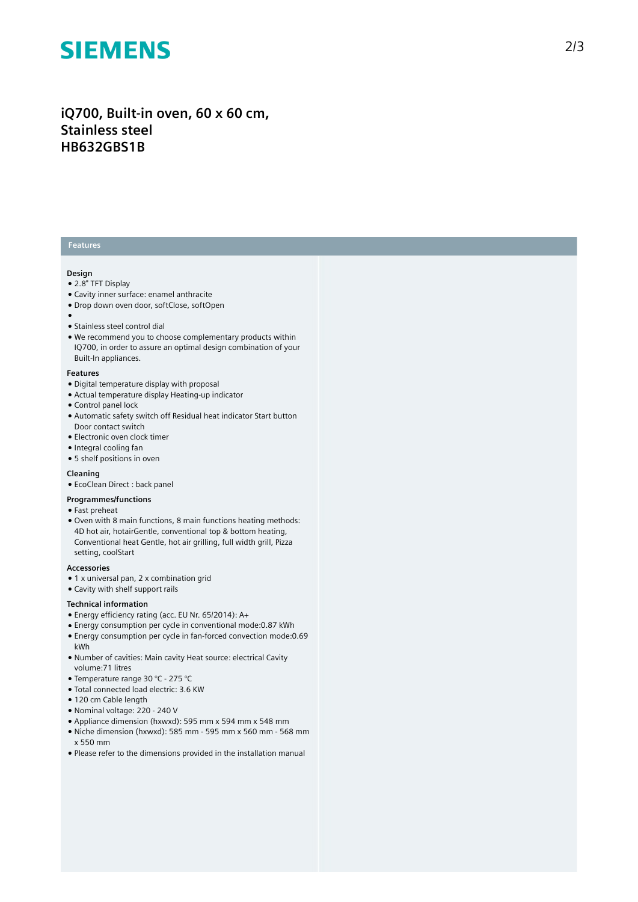# iQ700, Built-in oven, 60 x 60 cm, Stainless steel
# HB632GBS1B

## Features

### Design

- 2.8" TFT Display
- Cavity inner surface: enamel anthracite
- Drop down oven door, softClose, softOpen
- 
- Stainless steel control dial
- We recommend you to choose complementary products within IQ700, in order to assure an optimal design combination of your Built-In appliances.

### Features

- Digital temperature display with proposal
- Actual temperature display Heating-up indicator
- Control panel lock
- Automatic safety switch off Residual heat indicator Start button Door contact switch
- Electronic oven clock timer
- Integral cooling fan
- 5 shelf positions in oven

### Cleaning

- EcoClean Direct : back panel

### Programmes/functions

- Fast preheat
- Oven with 8 main functions, 8 main functions heating methods: 4D hot air, hotairGentle, conventional top & bottom heating, Conventional heat Gentle, hot air grilling, full width grill, Pizza setting, coolStart

### Accessories

- 1 x universal pan, 2 x combination grid
- Cavity with shelf support rails

### Technical information

- Energy efficiency rating (acc. EU Nr. 65/2014): A+
- Energy consumption per cycle in conventional mode:0.87 kWh
- Energy consumption per cycle in fan-forced convection mode:0.69 kWh
- Number of cavities: Main cavity Heat source: electrical Cavity volume:71 litres
- Temperature range 30 °C - 275 °C
- Total connected load electric: 3.6 KW
- 120 cm Cable length
- Nominal voltage: 220 - 240 V
- Appliance dimension (hxwxd): 595 mm x 594 mm x 548 mm
- Niche dimension (hxwxd): 585 mm - 595 mm x 560 mm - 568 mm x 550 mm
- Please refer to the dimensions provided in the installation manual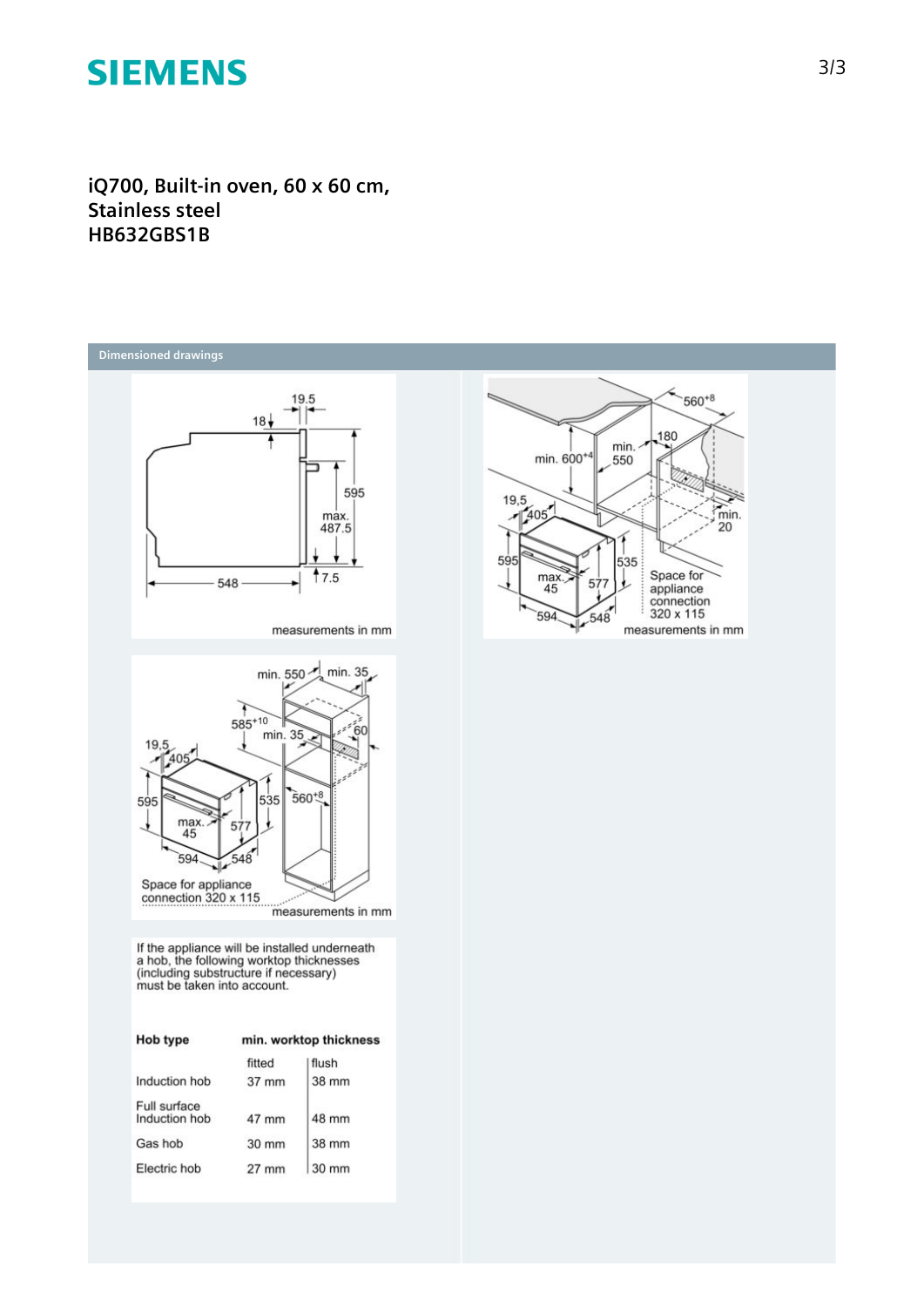# iQ700, Built-in oven, 60 x 60 cm, Stainless steel
# HB632GBS1B

## Dimensioned drawings

19.5
18
595
max. 487.5
548
7.5
measurements in mm

560$^{+8}$
180
min. 600$^{+4}$
min. 550
19,5
405
min. 20
595
535
max. 45
577
Space for appliance connection 320 x 115
594
548
measurements in mm

min. 550
min. 35
585$^{+10}$
min. 35
60
19,5
405
595
535
560$^{+8}$
max. 45
577
594
548
Space for appliance connection 320 x 115
measurements in mm

If the appliance will be installed underneath a hob, the following worktop thicknesses (including substructure if necessary) must be taken into account.

| Hob type | min. worktop thickness | |
|---|---|---|
| | fitted | flush |
| Induction hob | 37 mm | 38 mm |
| Full surface Induction hob | 47 mm | 48 mm |
| Gas hob | 30 mm | 38 mm |
| Electric hob | 27 mm | 30 mm |